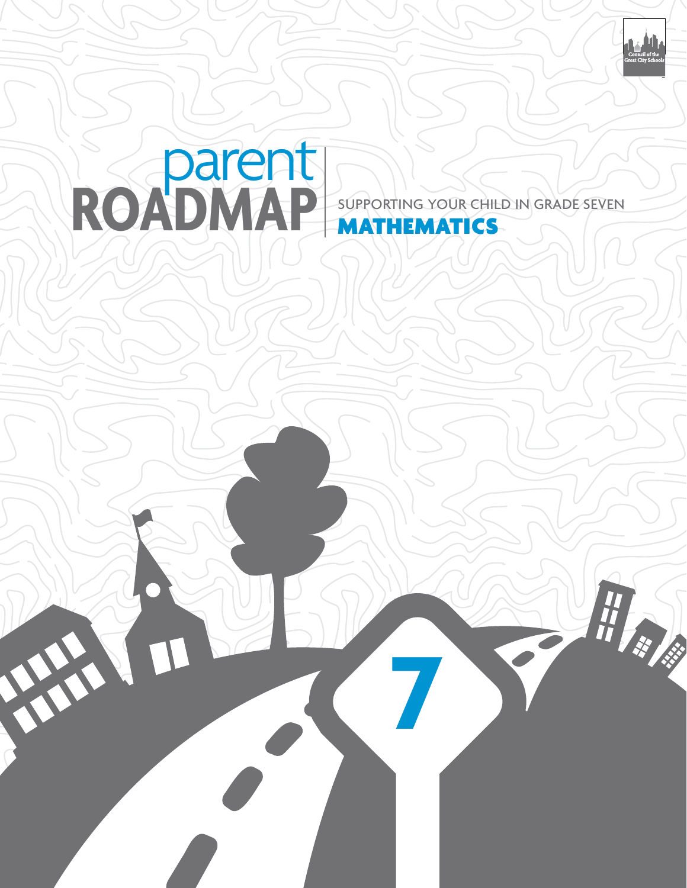# parent ROADMAP

SUPPORTING YOUR CHILD IN GRADE SEVEN

## MATHEMATICS

Council of the Great City Schools

7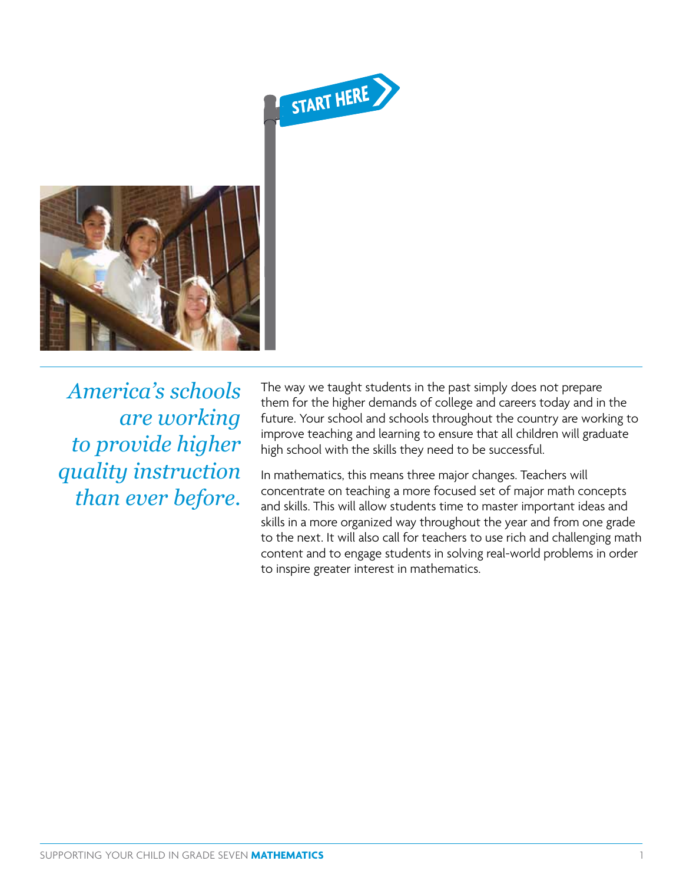START HERE

*America's schools are working to provide higher quality instruction than ever before.*

The way we taught students in the past simply does not prepare them for the higher demands of college and careers today and in the future. Your school and schools throughout the country are working to improve teaching and learning to ensure that all children will graduate high school with the skills they need to be successful.

In mathematics, this means three major changes. Teachers will concentrate on teaching a more focused set of major math concepts and skills. This will allow students time to master important ideas and skills in a more organized way throughout the year and from one grade to the next. It will also call for teachers to use rich and challenging math content and to engage students in solving real-world problems in order to inspire greater interest in mathematics.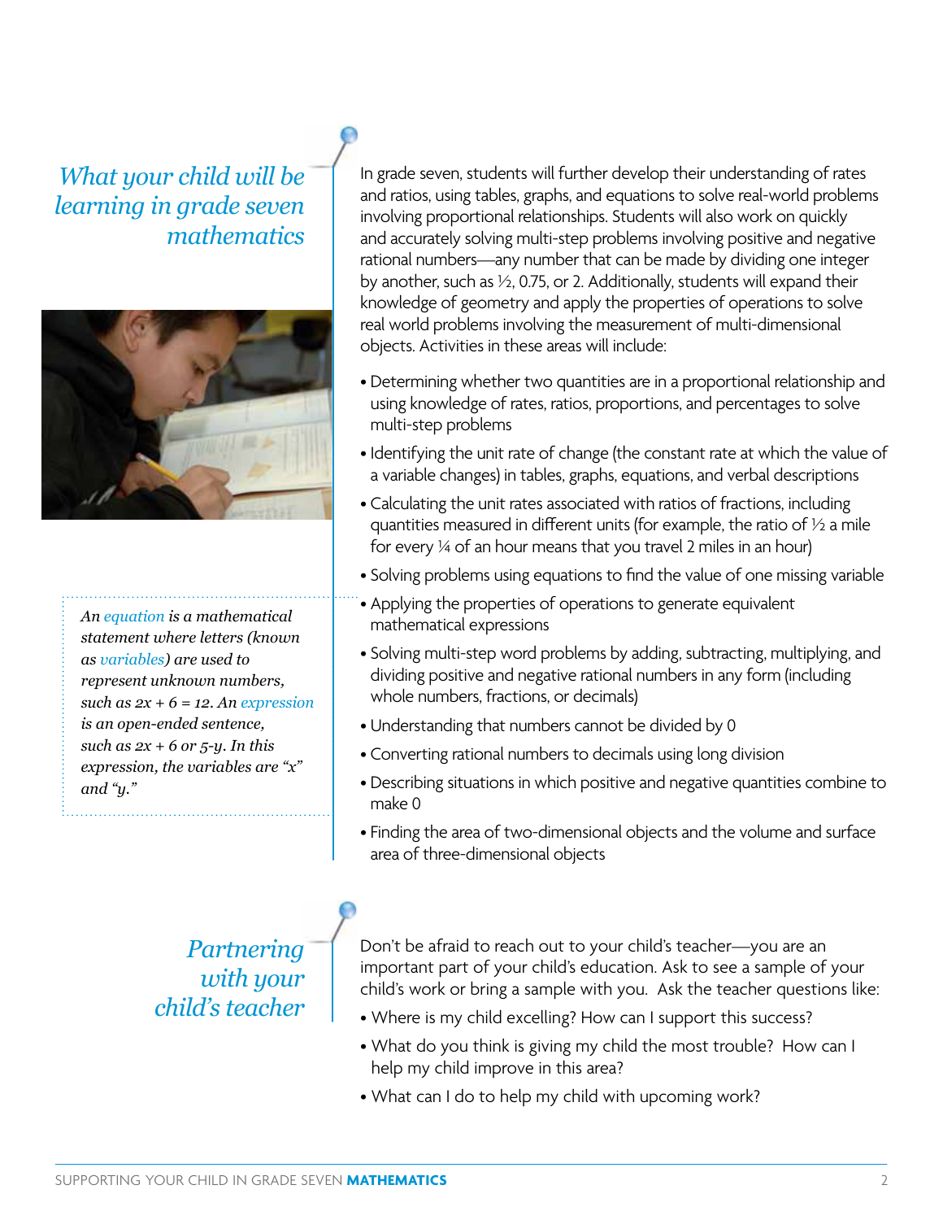## What your child will be learning in grade seven mathematics

In grade seven, students will further develop their understanding of rates and ratios, using tables, graphs, and equations to solve real-world problems involving proportional relationships. Students will also work on quickly and accurately solving multi-step problems involving positive and negative rational numbers—any number that can be made by dividing one integer by another, such as ½, 0.75, or 2. Additionally, students will expand their knowledge of geometry and apply the properties of operations to solve real world problems involving the measurement of multi-dimensional objects. Activities in these areas will include:

- Determining whether two quantities are in a proportional relationship and using knowledge of rates, ratios, proportions, and percentages to solve multi-step problems
- Identifying the unit rate of change (the constant rate at which the value of a variable changes) in tables, graphs, equations, and verbal descriptions
- Calculating the unit rates associated with ratios of fractions, including quantities measured in different units (for example, the ratio of ½ a mile for every ¼ of an hour means that you travel 2 miles in an hour)
- Solving problems using equations to find the value of one missing variable
- Applying the properties of operations to generate equivalent mathematical expressions
- Solving multi-step word problems by adding, subtracting, multiplying, and dividing positive and negative rational numbers in any form (including whole numbers, fractions, or decimals)
- Understanding that numbers cannot be divided by 0
- Converting rational numbers to decimals using long division
- Describing situations in which positive and negative quantities combine to make 0
- Finding the area of two-dimensional objects and the volume and surface area of three-dimensional objects

*An equation is a mathematical statement where letters (known as variables) are used to represent unknown numbers, such as $2x + 6 = 12$. An expression is an open-ended sentence, such as $2x + 6$ or $5$-$y$. In this expression, the variables are "x" and "y."*

## Partnering with your child's teacher

Don't be afraid to reach out to your child's teacher—you are an important part of your child's education. Ask to see a sample of your child's work or bring a sample with you. Ask the teacher questions like:

- Where is my child excelling? How can I support this success?
- What do you think is giving my child the most trouble? How can I help my child improve in this area?
- What can I do to help my child with upcoming work?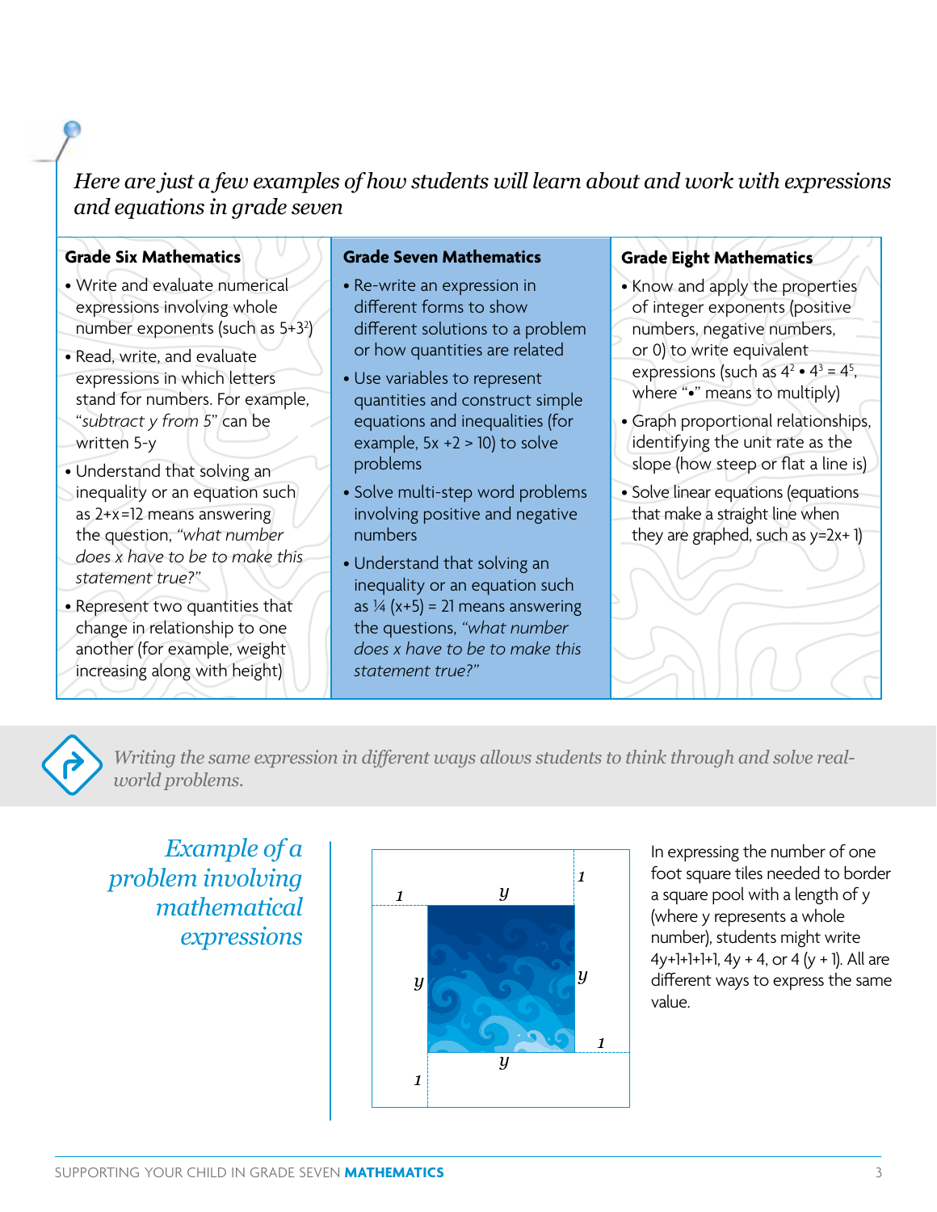*Here are just a few examples of how students will learn about and work with expressions and equations in grade seven*

| Grade Six Mathematics | Grade Seven Mathematics | Grade Eight Mathematics |
|---|---|---|
| • Write and evaluate numerical expressions involving whole number exponents (such as $5+3^2$)<br>• Read, write, and evaluate expressions in which letters stand for numbers. For example, "*subtract y from 5*" can be written 5-y<br>• Understand that solving an inequality or an equation such as 2+x=12 means answering the question, *"what number does x have to be to make this statement true?"*<br>• Represent two quantities that change in relationship to one another (for example, weight increasing along with height) | • Re-write an expression in different forms to show different solutions to a problem or how quantities are related<br>• Use variables to represent quantities and construct simple equations and inequalities (for example, 5x +2 > 10) to solve problems<br>• Solve multi-step word problems involving positive and negative numbers<br>• Understand that solving an inequality or an equation such as ¼ (x+5) = 21 means answering the questions, *"what number does x have to be to make this statement true?"* | • Know and apply the properties of integer exponents (positive numbers, negative numbers, or 0) to write equivalent expressions (such as $4^2 \bullet 4^3 = 4^5$, where "•" means to multiply)<br>• Graph proportional relationships, identifying the unit rate as the slope (how steep or flat a line is)<br>• Solve linear equations (equations that make a straight line when they are graphed, such as y=2x+ 1) |

*Writing the same expression in different ways allows students to think through and solve real-world problems.*

## *Example of a problem involving mathematical expressions*

In expressing the number of one foot square tiles needed to border a square pool with a length of y (where y represents a whole number), students might write 4y+1+1+1+1, 4y + 4, or 4 (y + 1). All are different ways to express the same value.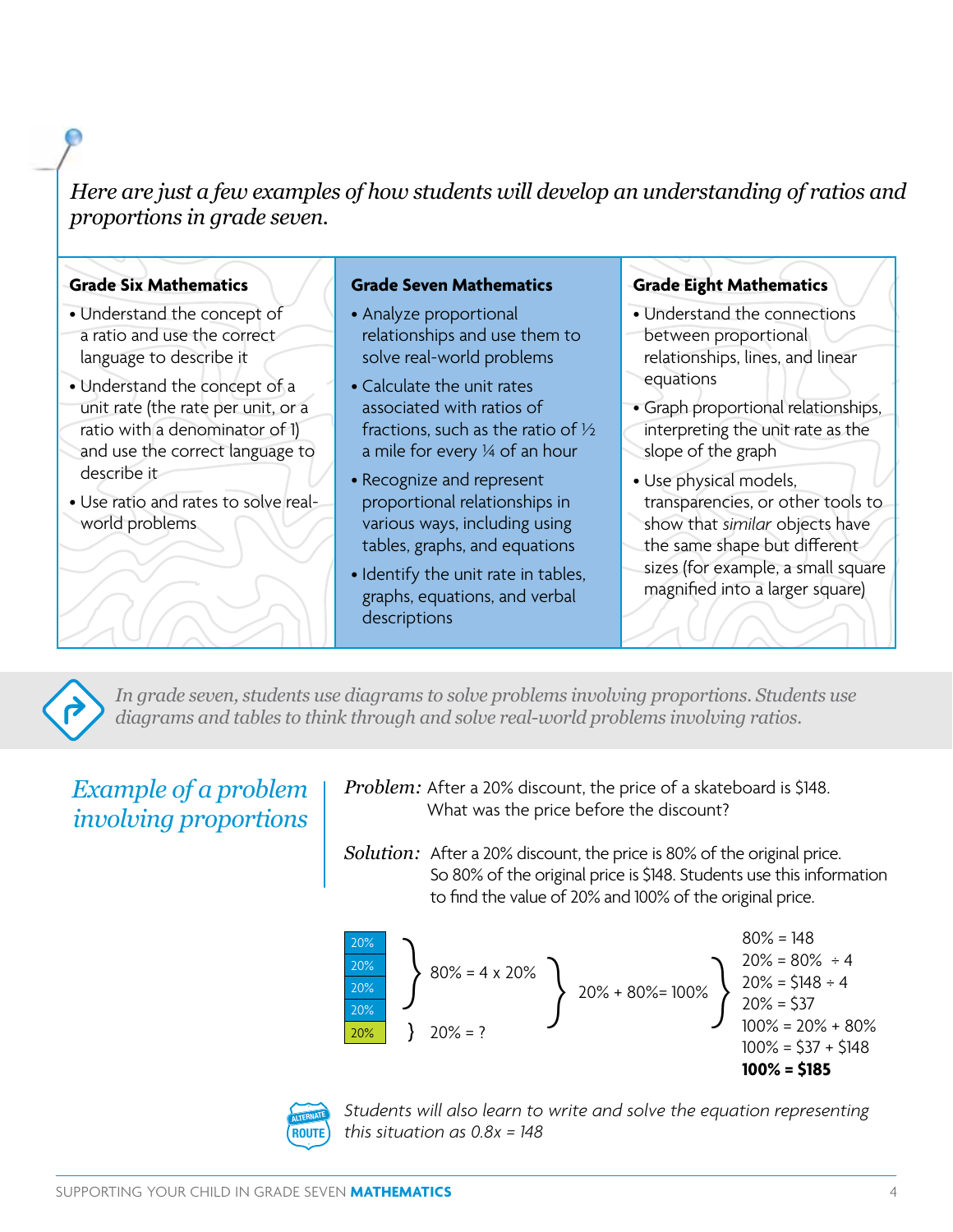*Here are just a few examples of how students will develop an understanding of ratios and proportions in grade seven.*

| Grade Six Mathematics | Grade Seven Mathematics | Grade Eight Mathematics |
|---|---|---|
| • Understand the concept of a ratio and use the correct language to describe it<br>• Understand the concept of a unit rate (the rate per unit, or a ratio with a denominator of 1) and use the correct language to describe it<br>• Use ratio and rates to solve real-world problems | • Analyze proportional relationships and use them to solve real-world problems<br>• Calculate the unit rates associated with ratios of fractions, such as the ratio of ½ a mile for every ¼ of an hour<br>• Recognize and represent proportional relationships in various ways, including using tables, graphs, and equations<br>• Identify the unit rate in tables, graphs, equations, and verbal descriptions | • Understand the connections between proportional relationships, lines, and linear equations<br>• Graph proportional relationships, interpreting the unit rate as the slope of the graph<br>• Use physical models, transparencies, or other tools to show that *similar* objects have the same shape but different sizes (for example, a small square magnified into a larger square) |

*In grade seven, students use diagrams to solve problems involving proportions. Students use diagrams and tables to think through and solve real-world problems involving ratios.*

## *Example of a problem involving proportions*

***Problem:*** After a 20% discount, the price of a skateboard is $148. What was the price before the discount?

***Solution:*** After a 20% discount, the price is 80% of the original price. So 80% of the original price is $148. Students use this information to find the value of 20% and 100% of the original price.

| 20% |
|---|
| 20% |
| 20% |
| 20% |
| 20% |

The first four 20% boxes: 80% = 4 x 20%
The last 20% box: 20% = ?

20% + 80%= 100%

80% = 148
20% = 80% ÷ 4
20% = $148 ÷ 4
20% = $37
100% = 20% + 80%
100% = $37 + $148
**100% = $185**

ALTERNATE ROUTE

*Students will also learn to write and solve the equation representing this situation as $0.8x = 148$*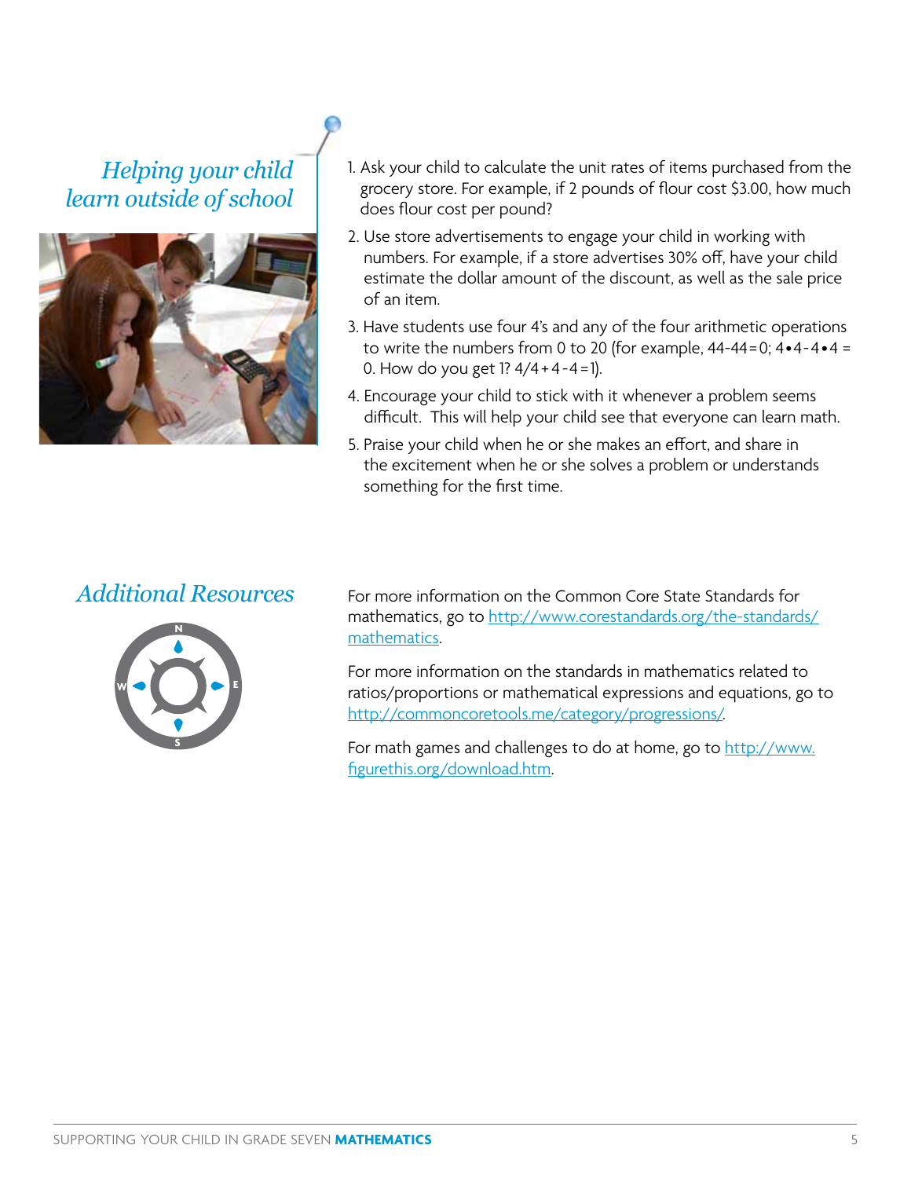## *Helping your child learn outside of school*

1. Ask your child to calculate the unit rates of items purchased from the grocery store. For example, if 2 pounds of flour cost $3.00, how much does flour cost per pound?
2. Use store advertisements to engage your child in working with numbers. For example, if a store advertises 30% off, have your child estimate the dollar amount of the discount, as well as the sale price of an item.
3. Have students use four 4's and any of the four arithmetic operations to write the numbers from 0 to 20 (for example, 44-44=0; 4•4-4•4 = 0. How do you get 1? 4/4+4-4=1).
4. Encourage your child to stick with it whenever a problem seems difficult. This will help your child see that everyone can learn math.
5. Praise your child when he or she makes an effort, and share in the excitement when he or she solves a problem or understands something for the first time.

## *Additional Resources*

For more information on the Common Core State Standards for mathematics, go to http://www.corestandards.org/the-standards/mathematics.

For more information on the standards in mathematics related to ratios/proportions or mathematical expressions and equations, go to http://commoncoretools.me/category/progressions/.

For math games and challenges to do at home, go to http://www.figurethis.org/download.htm.